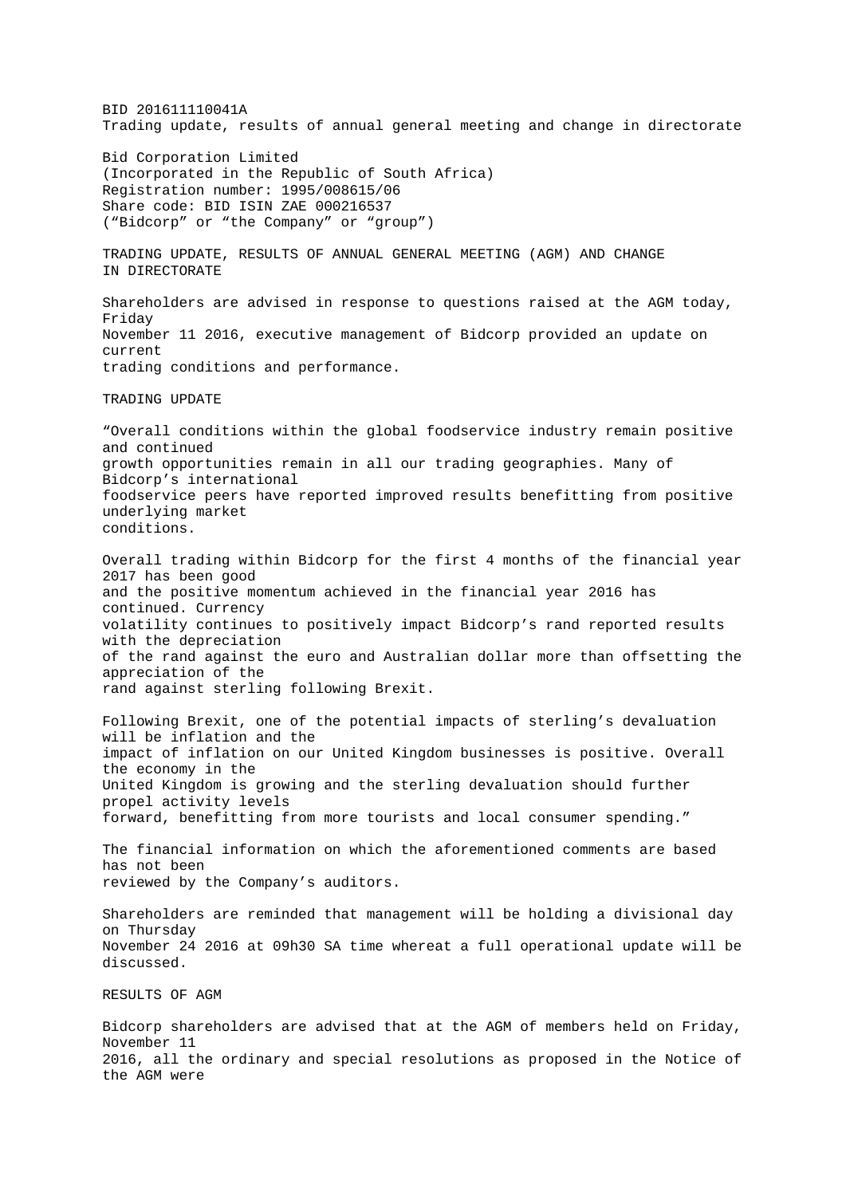BID 201611110041A
Trading update, results of annual general meeting and change in directorate

Bid Corporation Limited
(Incorporated in the Republic of South Africa)
Registration number: 1995/008615/06
Share code: BID ISIN ZAE 000216537
("Bidcorp" or "the Company" or "group")

TRADING UPDATE, RESULTS OF ANNUAL GENERAL MEETING (AGM) AND CHANGE IN DIRECTORATE

Shareholders are advised in response to questions raised at the AGM today, Friday November 11 2016, executive management of Bidcorp provided an update on current trading conditions and performance.

TRADING UPDATE

"Overall conditions within the global foodservice industry remain positive and continued growth opportunities remain in all our trading geographies. Many of Bidcorp's international foodservice peers have reported improved results benefitting from positive underlying market conditions.

Overall trading within Bidcorp for the first 4 months of the financial year 2017 has been good and the positive momentum achieved in the financial year 2016 has continued. Currency volatility continues to positively impact Bidcorp's rand reported results with the depreciation of the rand against the euro and Australian dollar more than offsetting the appreciation of the rand against sterling following Brexit.

Following Brexit, one of the potential impacts of sterling's devaluation will be inflation and the impact of inflation on our United Kingdom businesses is positive. Overall the economy in the United Kingdom is growing and the sterling devaluation should further propel activity levels forward, benefitting from more tourists and local consumer spending."

The financial information on which the aforementioned comments are based has not been reviewed by the Company's auditors.

Shareholders are reminded that management will be holding a divisional day on Thursday November 24 2016 at 09h30 SA time whereat a full operational update will be discussed.

RESULTS OF AGM

Bidcorp shareholders are advised that at the AGM of members held on Friday, November 11 2016, all the ordinary and special resolutions as proposed in the Notice of the AGM were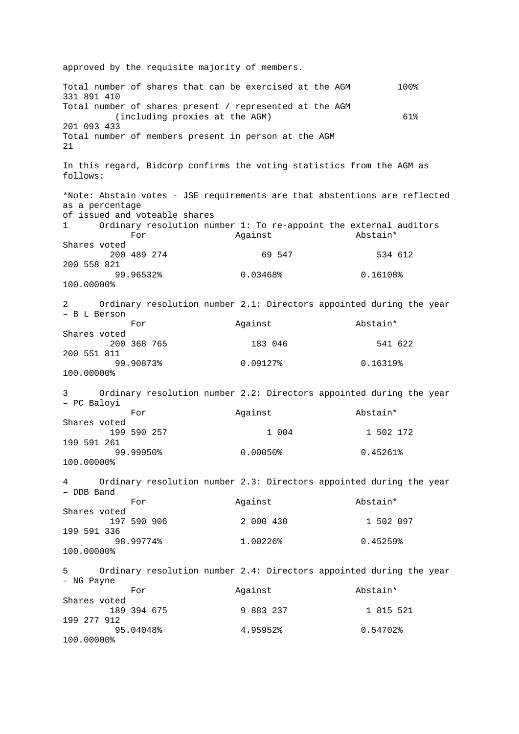approved by the requisite majority of members.

| | | |
|---|---|---|
| Total number of shares that can be exercised at the AGM | 100% | 331 891 410 |
| Total number of shares present / represented at the AGM (including proxies at the AGM) | 61% | 201 093 433 |
| Total number of members present in person at the AGM | | 21 |

In this regard, Bidcorp confirms the voting statistics from the AGM as follows:

*Note: Abstain votes - JSE requirements are that abstentions are reflected as a percentage of issued and voteable shares

1 Ordinary resolution number 1: To re-appoint the external auditors

| For | Against | Abstain* | Shares voted |
|---|---|---|---|
| 200 489 274 | 69 547 | 534 612 | 200 558 821 |
| 99.96532% | 0.03468% | 0.16108% | 100.00000% |

2 Ordinary resolution number 2.1: Directors appointed during the year – B L Berson

| For | Against | Abstain* | Shares voted |
|---|---|---|---|
| 200 368 765 | 183 046 | 541 622 | 200 551 811 |
| 99.90873% | 0.09127% | 0.16319% | 100.00000% |

3 Ordinary resolution number 2.2: Directors appointed during the year – PC Baloyi

| For | Against | Abstain* | Shares voted |
|---|---|---|---|
| 199 590 257 | 1 004 | 1 502 172 | 199 591 261 |
| 99.99950% | 0.00050% | 0.45261% | 100.00000% |

4 Ordinary resolution number 2.3: Directors appointed during the year – DDB Band

| For | Against | Abstain* | Shares voted |
|---|---|---|---|
| 197 590 906 | 2 000 430 | 1 502 097 | 199 591 336 |
| 98.99774% | 1.00226% | 0.45259% | 100.00000% |

5 Ordinary resolution number 2.4: Directors appointed during the year – NG Payne

| For | Against | Abstain* | Shares voted |
|---|---|---|---|
| 189 394 675 | 9 883 237 | 1 815 521 | 199 277 912 |
| 95.04048% | 4.95952% | 0.54702% | 100.00000% |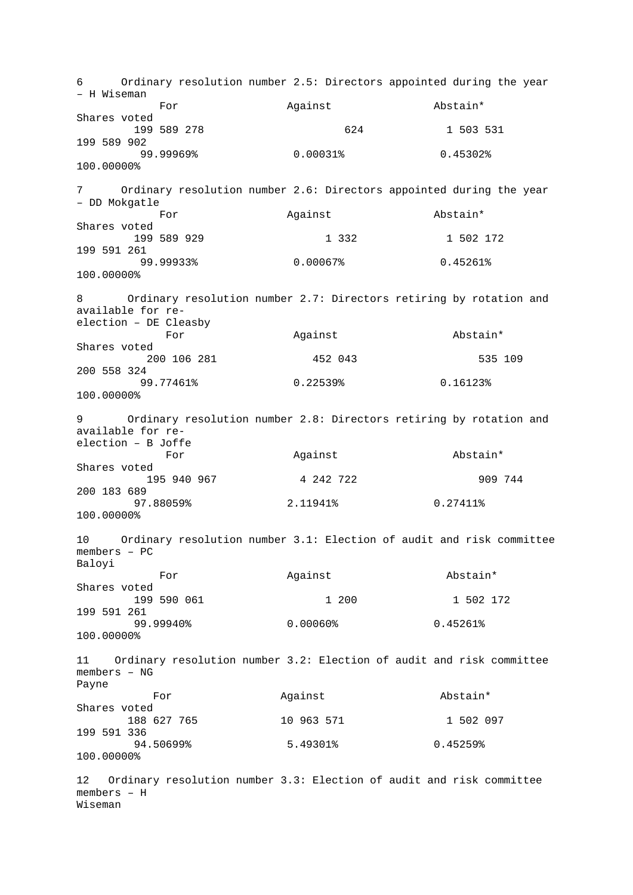6 Ordinary resolution number 2.5: Directors appointed during the year – H Wiseman

| For | Against | Abstain* | Shares voted |
|---|---|---|---|
| 199 589 278 | 624 | 1 503 531 | 199 589 902 |
| 99.99969% | 0.00031% | 0.45302% | 100.00000% |

7 Ordinary resolution number 2.6: Directors appointed during the year – DD Mokgatle

| For | Against | Abstain* | Shares voted |
|---|---|---|---|
| 199 589 929 | 1 332 | 1 502 172 | 199 591 261 |
| 99.99933% | 0.00067% | 0.45261% | 100.00000% |

8 Ordinary resolution number 2.7: Directors retiring by rotation and available for re-election – DE Cleasby

| For | Against | Abstain* | Shares voted |
|---|---|---|---|
| 200 106 281 | 452 043 | 535 109 | 200 558 324 |
| 99.77461% | 0.22539% | 0.16123% | 100.00000% |

9 Ordinary resolution number 2.8: Directors retiring by rotation and available for re-election – B Joffe

| For | Against | Abstain* | Shares voted |
|---|---|---|---|
| 195 940 967 | 4 242 722 | 909 744 | 200 183 689 |
| 97.88059% | 2.11941% | 0.27411% | 100.00000% |

10 Ordinary resolution number 3.1: Election of audit and risk committee members – PC Baloyi

| For | Against | Abstain* | Shares voted |
|---|---|---|---|
| 199 590 061 | 1 200 | 1 502 172 | 199 591 261 |
| 99.99940% | 0.00060% | 0.45261% | 100.00000% |

11 Ordinary resolution number 3.2: Election of audit and risk committee members – NG Payne

| For | Against | Abstain* | Shares voted |
|---|---|---|---|
| 188 627 765 | 10 963 571 | 1 502 097 | 199 591 336 |
| 94.50699% | 5.49301% | 0.45259% | 100.00000% |

12 Ordinary resolution number 3.3: Election of audit and risk committee members – H Wiseman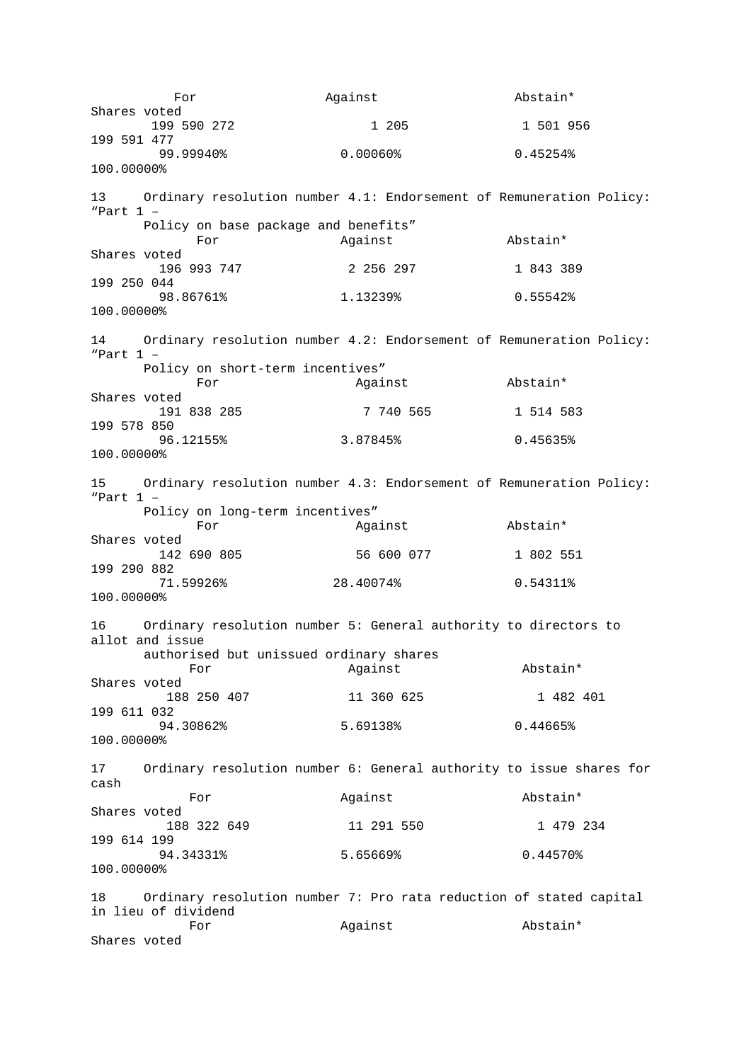| For | Against | Abstain* | Shares voted |
|---|---|---|---|
| 199 590 272 | 1 205 | 1 501 956 | 199 591 477 |
| 99.99940% | 0.00060% | 0.45254% | 100.00000% |

13 Ordinary resolution number 4.1: Endorsement of Remuneration Policy: “Part 1 – Policy on base package and benefits”

| For | Against | Abstain* | Shares voted |
|---|---|---|---|
| 196 993 747 | 2 256 297 | 1 843 389 | 199 250 044 |
| 98.86761% | 1.13239% | 0.55542% | 100.00000% |

14 Ordinary resolution number 4.2: Endorsement of Remuneration Policy: “Part 1 – Policy on short-term incentives”

| For | Against | Abstain* | Shares voted |
|---|---|---|---|
| 191 838 285 | 7 740 565 | 1 514 583 | 199 578 850 |
| 96.12155% | 3.87845% | 0.45635% | 100.00000% |

15 Ordinary resolution number 4.3: Endorsement of Remuneration Policy: “Part 1 – Policy on long-term incentives”

| For | Against | Abstain* | Shares voted |
|---|---|---|---|
| 142 690 805 | 56 600 077 | 1 802 551 | 199 290 882 |
| 71.59926% | 28.40074% | 0.54311% | 100.00000% |

16 Ordinary resolution number 5: General authority to directors to allot and issue authorised but unissued ordinary shares

| For | Against | Abstain* | Shares voted |
|---|---|---|---|
| 188 250 407 | 11 360 625 | 1 482 401 | 199 611 032 |
| 94.30862% | 5.69138% | 0.44665% | 100.00000% |

17 Ordinary resolution number 6: General authority to issue shares for cash

| For | Against | Abstain* | Shares voted |
|---|---|---|---|
| 188 322 649 | 11 291 550 | 1 479 234 | 199 614 199 |
| 94.34331% | 5.65669% | 0.44570% | 100.00000% |

18 Ordinary resolution number 7: Pro rata reduction of stated capital in lieu of dividend

| For | Against | Abstain* | Shares voted |
|---|---|---|---|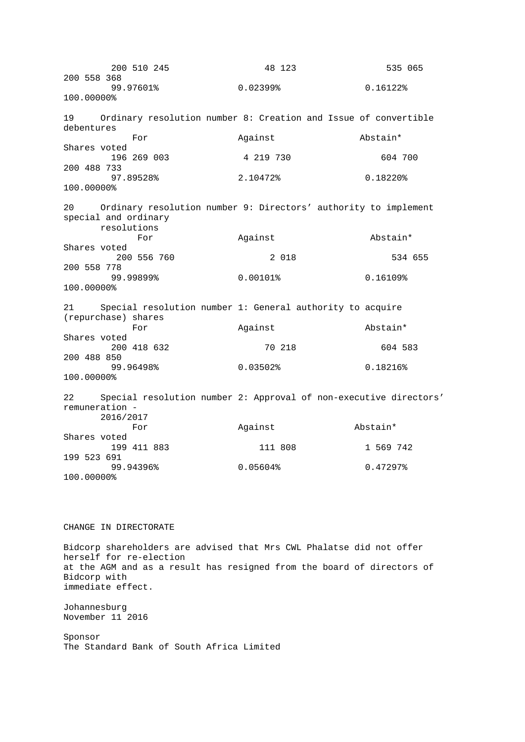| For | Against | Abstain* | Shares voted |
|---|---|---|---|
| 200 510 245 | 48 123 | 535 065 | 200 558 368 |
| 99.97601% | 0.02399% | 0.16122% | 100.00000% |

19 Ordinary resolution number 8: Creation and Issue of convertible debentures

| For | Against | Abstain* | Shares voted |
|---|---|---|---|
| 196 269 003 | 4 219 730 | 604 700 | 200 488 733 |
| 97.89528% | 2.10472% | 0.18220% | 100.00000% |

20 Ordinary resolution number 9: Directors' authority to implement special and ordinary resolutions

| For | Against | Abstain* | Shares voted |
|---|---|---|---|
| 200 556 760 | 2 018 | 534 655 | 200 558 778 |
| 99.99899% | 0.00101% | 0.16109% | 100.00000% |

21 Special resolution number 1: General authority to acquire (repurchase) shares

| For | Against | Abstain* | Shares voted |
|---|---|---|---|
| 200 418 632 | 70 218 | 604 583 | 200 488 850 |
| 99.96498% | 0.03502% | 0.18216% | 100.00000% |

22 Special resolution number 2: Approval of non-executive directors' remuneration - 2016/2017

| For | Against | Abstain* | Shares voted |
|---|---|---|---|
| 199 411 883 | 111 808 | 1 569 742 | 199 523 691 |
| 99.94396% | 0.05604% | 0.47297% | 100.00000% |

CHANGE IN DIRECTORATE

Bidcorp shareholders are advised that Mrs CWL Phalatse did not offer herself for re-election at the AGM and as a result has resigned from the board of directors of Bidcorp with immediate effect.

Johannesburg
November 11 2016

Sponsor
The Standard Bank of South Africa Limited